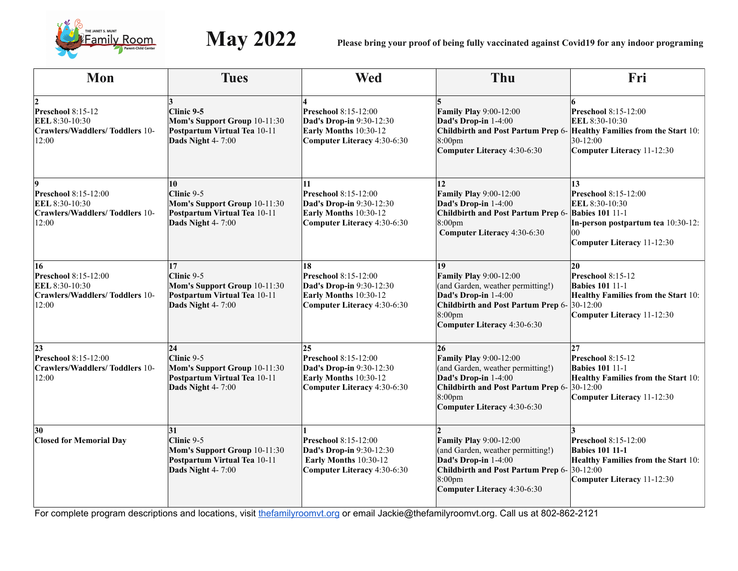THE JANET S. MUNT Family Room Parent-Child Center

# May 2022

**Please bring your proof of being fully vaccinated against Covid19 for any indoor programing**

| Mon | Tues | Wed | Thu | Fri |
|---|---|---|---|---|
| **2**<br>**Preschool** 8:15-12<br>**EEL** 8:30-10:30<br>**Crawlers/Waddlers/ Toddlers** 10-12:00 | **3**<br>**Clinic 9-5**<br>**Mom's Support Group** 10-11:30<br>**Postpartum Virtual Tea** 10-11<br>**Dads Night** 4- 7:00 | **4**<br>**Preschool** 8:15-12:00<br>**Dad's Drop-in** 9:30-12:30<br>**Early Months** 10:30-12<br>**Computer Literacy** 4:30-6:30 | **5**<br>**Family Play** 9:00-12:00<br>**Dad's Drop-in** 1-4:00<br>**Childbirth and Post Partum Prep** 6-8:00pm<br>**Computer Literacy** 4:30-6:30 | **6**<br>**Preschool** 8:15-12:00<br>**EEL** 8:30-10:30<br>**Healthy Families from the Start** 10:30-12:00<br>**Computer Literacy** 11-12:30 |
| **9**<br>**Preschool** 8:15-12:00<br>**EEL** 8:30-10:30<br>**Crawlers/Waddlers/ Toddlers** 10-12:00 | **10**<br>**Clinic** 9-5<br>**Mom's Support Group** 10-11:30<br>**Postpartum Virtual Tea** 10-11<br>**Dads Night** 4- 7:00 | **11**<br>**Preschool** 8:15-12:00<br>**Dad's Drop-in** 9:30-12:30<br>**Early Months** 10:30-12<br>**Computer Literacy** 4:30-6:30 | **12**<br>**Family Play** 9:00-12:00<br>**Dad's Drop-in** 1-4:00<br>**Childbirth and Post Partum Prep** 6-8:00pm<br>**Computer Literacy** 4:30-6:30 | **13**<br>**Preschool** 8:15-12:00<br>**EEL** 8:30-10:30<br>**Babies 101** 11-1<br>**In-person postpartum tea** 10:30-12:00<br>**Computer Literacy** 11-12:30 |
| **16**<br>**Preschool** 8:15-12:00<br>**EEL** 8:30-10:30<br>**Crawlers/Waddlers/ Toddlers** 10-12:00 | **17**<br>**Clinic** 9-5<br>**Mom's Support Group** 10-11:30<br>**Postpartum Virtual Tea** 10-11<br>**Dads Night** 4- 7:00 | **18**<br>**Preschool** 8:15-12:00<br>**Dad's Drop-in** 9:30-12:30<br>**Early Months** 10:30-12<br>**Computer Literacy** 4:30-6:30 | **19**<br>**Family Play** 9:00-12:00<br>(and Garden, weather permitting!)<br>**Dad's Drop-in** 1-4:00<br>**Childbirth and Post Partum Prep** 6-8:00pm<br>**Computer Literacy** 4:30-6:30 | **20**<br>**Preschool** 8:15-12<br>**Babies 101** 11-1<br>**Healthy Families from the Start** 10:30-12:00<br>**Computer Literacy** 11-12:30 |
| **23**<br>**Preschool** 8:15-12:00<br>**Crawlers/Waddlers/ Toddlers** 10-12:00 | **24**<br>**Clinic** 9-5<br>**Mom's Support Group** 10-11:30<br>**Postpartum Virtual Tea** 10-11<br>**Dads Night** 4- 7:00 | **25**<br>**Preschool** 8:15-12:00<br>**Dad's Drop-in** 9:30-12:30<br>**Early Months** 10:30-12<br>**Computer Literacy** 4:30-6:30 | **26**<br>**Family Play** 9:00-12:00<br>(and Garden, weather permitting!)<br>**Dad's Drop-in** 1-4:00<br>**Childbirth and Post Partum Prep** 6-8:00pm<br>**Computer Literacy** 4:30-6:30 | **27**<br>**Preschool** 8:15-12<br>**Babies 101** 11-1<br>**Healthy Families from the Start** 10:30-12:00<br>**Computer Literacy** 11-12:30 |
| **30**<br>**Closed for Memorial Day** | **31**<br>**Clinic** 9-5<br>**Mom's Support Group** 10-11:30<br>**Postpartum Virtual Tea** 10-11<br>**Dads Night** 4- 7:00 | **1**<br>**Preschool** 8:15-12:00<br>**Dad's Drop-in** 9:30-12:30<br>**Early Months** 10:30-12<br>**Computer Literacy** 4:30-6:30 | **2**<br>**Family Play** 9:00-12:00<br>(and Garden, weather permitting!)<br>**Dad's Drop-in** 1-4:00<br>**Childbirth and Post Partum Prep** 6-8:00pm<br>**Computer Literacy** 4:30-6:30 | **3**<br>**Preschool** 8:15-12:00<br>**Babies 101 11-1**<br>**Healthy Families from the Start** 10:30-12:00<br>**Computer Literacy** 11-12:30 |

For complete program descriptions and locations, visit thefamilyroomvt.org or email Jackie@thefamilyroomvt.org. Call us at 802-862-2121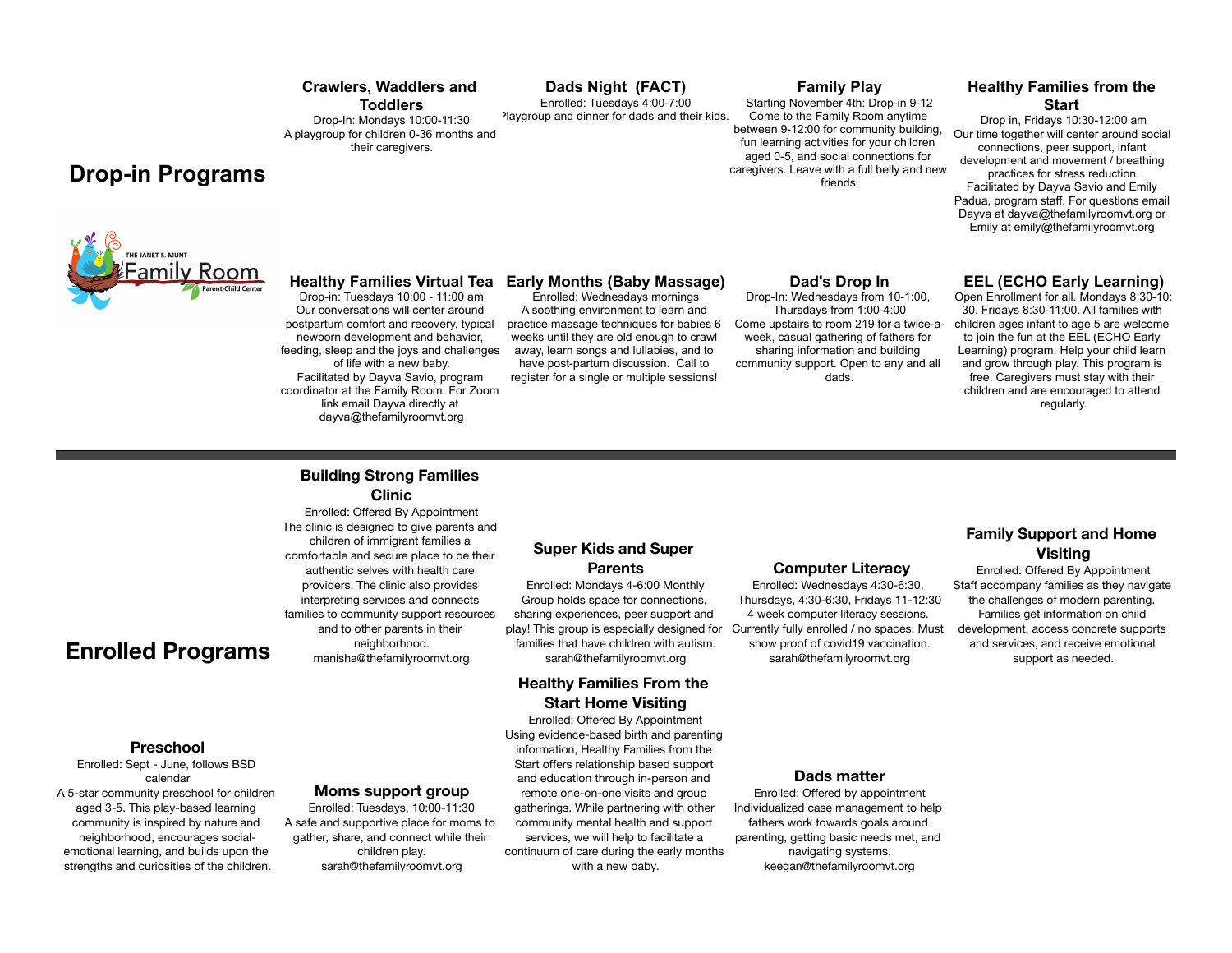# Drop-in Programs

### Crawlers, Waddlers and Toddlers

Drop-In: Mondays 10:00-11:30
A playgroup for children 0-36 months and their caregivers.

### Dads Night (FACT)

Enrolled: Tuesdays 4:00-7:00
Playgroup and dinner for dads and their kids.

### Family Play

Starting November 4th: Drop-in 9-12
Come to the Family Room anytime between 9-12:00 for community building, fun learning activities for your children aged 0-5, and social connections for caregivers. Leave with a full belly and new friends.

### Healthy Families from the Start

Drop in, Fridays 10:30-12:00 am
Our time together will center around social connections, peer support, infant development and movement / breathing practices for stress reduction.
Facilitated by Dayva Savio and Emily Padua, program staff. For questions email Dayva at dayva@thefamilyroomvt.org or Emily at emily@thefamilyroomvt.org

THE JANET S. MUNT Family Room Parent-Child Center

### Healthy Families Virtual Tea

Drop-in: Tuesdays 10:00 - 11:00 am
Our conversations will center around postpartum comfort and recovery, typical newborn development and behavior, feeding, sleep and the joys and challenges of life with a new baby.
Facilitated by Dayva Savio, program coordinator at the Family Room. For Zoom link email Dayva directly at dayva@thefamilyroomvt.org

### Early Months (Baby Massage)

Enrolled: Wednesdays mornings
A soothing environment to learn and practice massage techniques for babies 6 weeks until they are old enough to crawl away, learn songs and lullabies, and to have post-partum discussion. Call to register for a single or multiple sessions!

### Dad's Drop In

Drop-In: Wednesdays from 10-1:00, Thursdays from 1:00-4:00
Come upstairs to room 219 for a twice-a-week, casual gathering of fathers for sharing information and building community support. Open to any and all dads.

### EEL (ECHO Early Learning)

Open Enrollment for all. Mondays 8:30-10:30, Fridays 8:30-11:00. All families with children ages infant to age 5 are welcome to join the fun at the EEL (ECHO Early Learning) program. Help your child learn and grow through play. This program is free. Caregivers must stay with their children and are encouraged to attend regularly.

# Enrolled Programs

### Building Strong Families Clinic

Enrolled: Offered By Appointment
The clinic is designed to give parents and children of immigrant families a comfortable and secure place to be their authentic selves with health care providers. The clinic also provides interpreting services and connects families to community support resources and to other parents in their neighborhood.
manisha@thefamilyroomvt.org

### Super Kids and Super Parents

Enrolled: Mondays 4-6:00 Monthly
Group holds space for connections, sharing experiences, peer support and play! This group is especially designed for families that have children with autism.
sarah@thefamilyroomvt.org

### Computer Literacy

Enrolled: Wednesdays 4:30-6:30, Thursdays, 4:30-6:30, Fridays 11-12:30
4 week computer literacy sessions.
Currently fully enrolled / no spaces. Must show proof of covid19 vaccination.
sarah@thefamilyroomvt.org

### Family Support and Home Visiting

Enrolled: Offered By Appointment
Staff accompany families as they navigate the challenges of modern parenting. Families get information on child development, access concrete supports and services, and receive emotional support as needed.

### Healthy Families From the Start Home Visiting

Enrolled: Offered By Appointment
Using evidence-based birth and parenting information, Healthy Families from the Start offers relationship based support and education through in-person and remote one-on-one visits and group gatherings. While partnering with other community mental health and support services, we will help to facilitate a continuum of care during the early months with a new baby.

### Preschool

Enrolled: Sept - June, follows BSD calendar
A 5-star community preschool for children aged 3-5. This play-based learning community is inspired by nature and neighborhood, encourages social-emotional learning, and builds upon the strengths and curiosities of the children.

### Moms support group

Enrolled: Tuesdays, 10:00-11:30
A safe and supportive place for moms to gather, share, and connect while their children play.
sarah@thefamilyroomvt.org

### Dads matter

Enrolled: Offered by appointment
Individualized case management to help fathers work towards goals around parenting, getting basic needs met, and navigating systems.
keegan@thefamilyroomvt.org